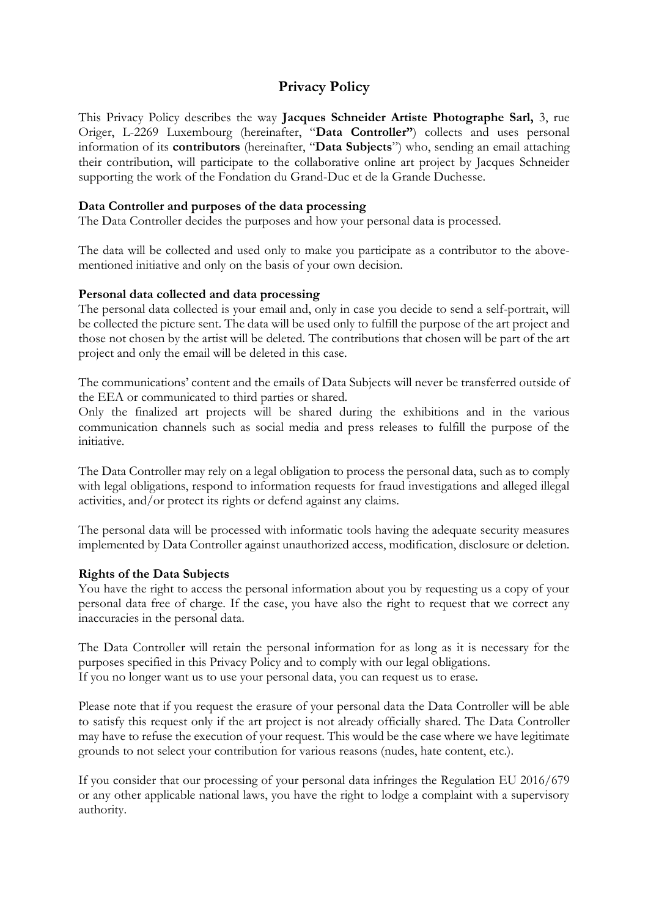# Privacy Policy

This Privacy Policy describes the way **Jacques Schneider Artiste Photographe Sarl,** 3, rue Origer, L-2269 Luxembourg (hereinafter, "**Data Controller"**) collects and uses personal information of its **contributors** (hereinafter, "**Data Subjects**") who, sending an email attaching their contribution, will participate to the collaborative online art project by Jacques Schneider supporting the work of the Fondation du Grand-Duc et de la Grande Duchesse.

**Data Controller and purposes of the data processing**

The Data Controller decides the purposes and how your personal data is processed.

The data will be collected and used only to make you participate as a contributor to the above-mentioned initiative and only on the basis of your own decision.

**Personal data collected and data processing**

The personal data collected is your email and, only in case you decide to send a self-portrait, will be collected the picture sent. The data will be used only to fulfill the purpose of the art project and those not chosen by the artist will be deleted. The contributions that chosen will be part of the art project and only the email will be deleted in this case.

The communications' content and the emails of Data Subjects will never be transferred outside of the EEA or communicated to third parties or shared.

Only the finalized art projects will be shared during the exhibitions and in the various communication channels such as social media and press releases to fulfill the purpose of the initiative.

The Data Controller may rely on a legal obligation to process the personal data, such as to comply with legal obligations, respond to information requests for fraud investigations and alleged illegal activities, and/or protect its rights or defend against any claims.

The personal data will be processed with informatic tools having the adequate security measures implemented by Data Controller against unauthorized access, modification, disclosure or deletion.

**Rights of the Data Subjects**

You have the right to access the personal information about you by requesting us a copy of your personal data free of charge. If the case, you have also the right to request that we correct any inaccuracies in the personal data.

The Data Controller will retain the personal information for as long as it is necessary for the purposes specified in this Privacy Policy and to comply with our legal obligations.

If you no longer want us to use your personal data, you can request us to erase.

Please note that if you request the erasure of your personal data the Data Controller will be able to satisfy this request only if the art project is not already officially shared. The Data Controller may have to refuse the execution of your request. This would be the case where we have legitimate grounds to not select your contribution for various reasons (nudes, hate content, etc.).

If you consider that our processing of your personal data infringes the Regulation EU 2016/679 or any other applicable national laws, you have the right to lodge a complaint with a supervisory authority.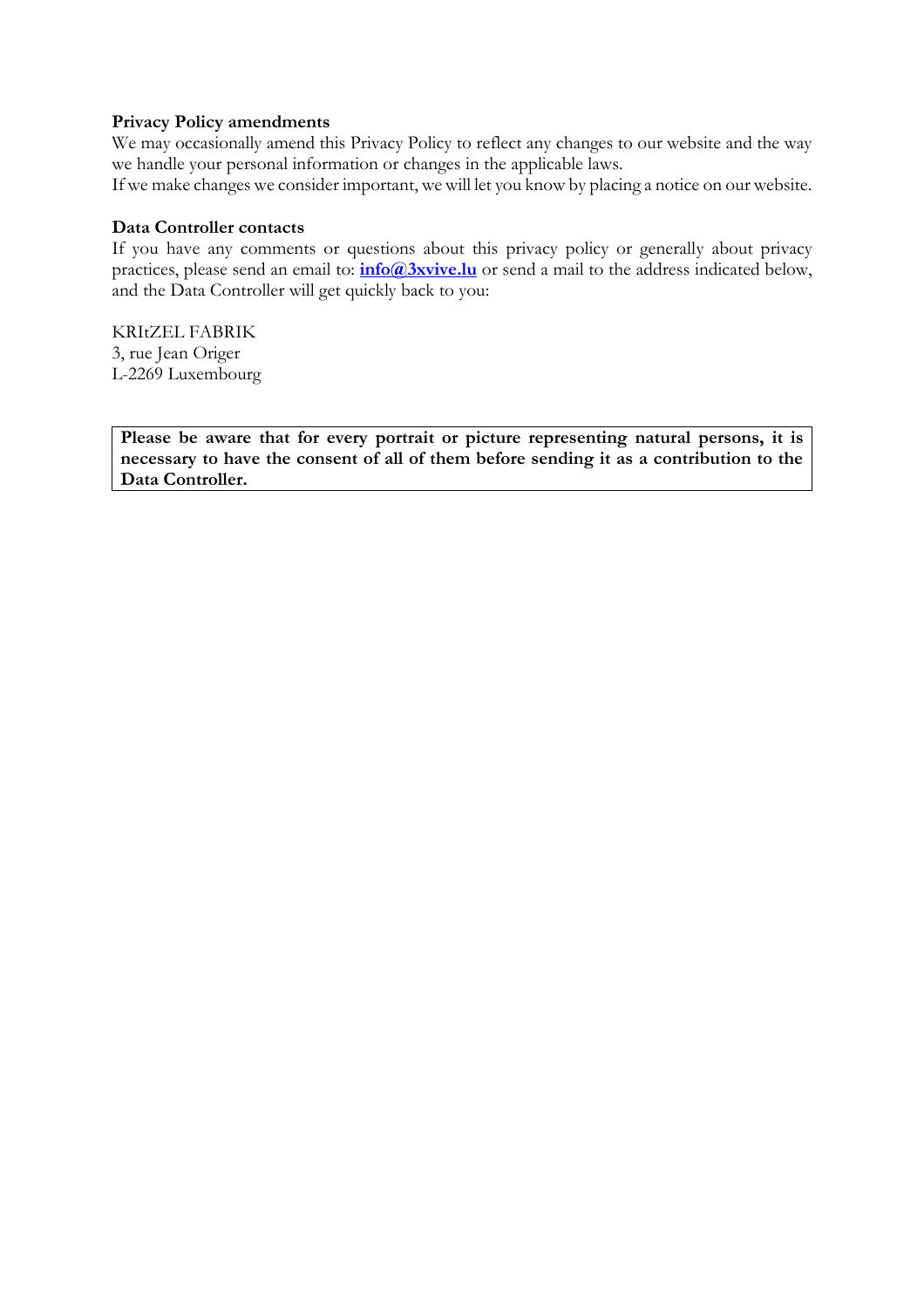**Privacy Policy amendments**

We may occasionally amend this Privacy Policy to reflect any changes to our website and the way we handle your personal information or changes in the applicable laws.
If we make changes we consider important, we will let you know by placing a notice on our website.

**Data Controller contacts**

If you have any comments or questions about this privacy policy or generally about privacy practices, please send an email to: **info@3xvive.lu** or send a mail to the address indicated below, and the Data Controller will get quickly back to you:

KRItZEL FABRIK
3, rue Jean Origer
L-2269 Luxembourg

**Please be aware that for every portrait or picture representing natural persons, it is necessary to have the consent of all of them before sending it as a contribution to the Data Controller.**